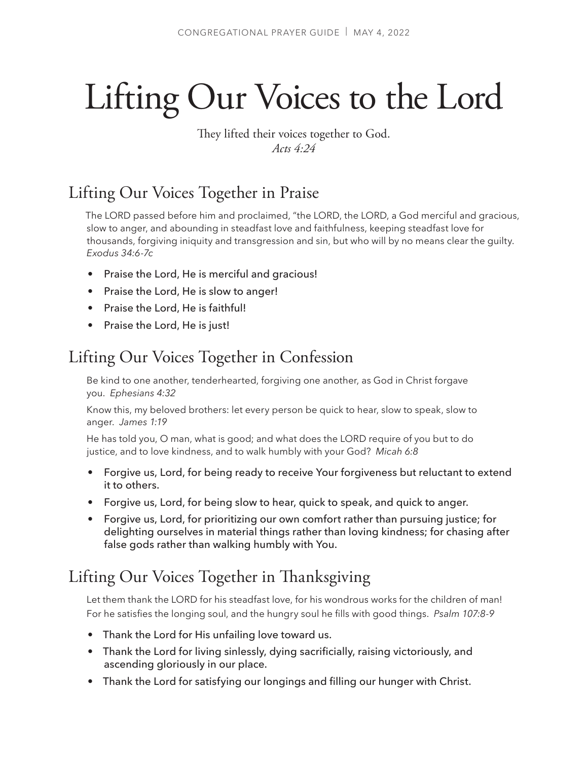# Lifting Our Voices to the Lord

They lifted their voices together to God.
*Acts 4:24*

## Lifting Our Voices Together in Praise

The LORD passed before him and proclaimed, "the LORD, the LORD, a God merciful and gracious, slow to anger, and abounding in steadfast love and faithfulness, keeping steadfast love for thousands, forgiving iniquity and transgression and sin, but who will by no means clear the guilty. *Exodus 34:6-7c*

- Praise the Lord, He is merciful and gracious!
- Praise the Lord, He is slow to anger!
- Praise the Lord, He is faithful!
- Praise the Lord, He is just!

## Lifting Our Voices Together in Confession

Be kind to one another, tenderhearted, forgiving one another, as God in Christ forgave you. *Ephesians 4:32*

Know this, my beloved brothers: let every person be quick to hear, slow to speak, slow to anger. *James 1:19*

He has told you, O man, what is good; and what does the LORD require of you but to do justice, and to love kindness, and to walk humbly with your God? *Micah 6:8*

- Forgive us, Lord, for being ready to receive Your forgiveness but reluctant to extend it to others.
- Forgive us, Lord, for being slow to hear, quick to speak, and quick to anger.
- Forgive us, Lord, for prioritizing our own comfort rather than pursuing justice; for delighting ourselves in material things rather than loving kindness; for chasing after false gods rather than walking humbly with You.

## Lifting Our Voices Together in Thanksgiving

Let them thank the LORD for his steadfast love, for his wondrous works for the children of man! For he satisfies the longing soul, and the hungry soul he fills with good things. *Psalm 107:8-9*

- Thank the Lord for His unfailing love toward us.
- Thank the Lord for living sinlessly, dying sacrificially, raising victoriously, and ascending gloriously in our place.
- Thank the Lord for satisfying our longings and filling our hunger with Christ.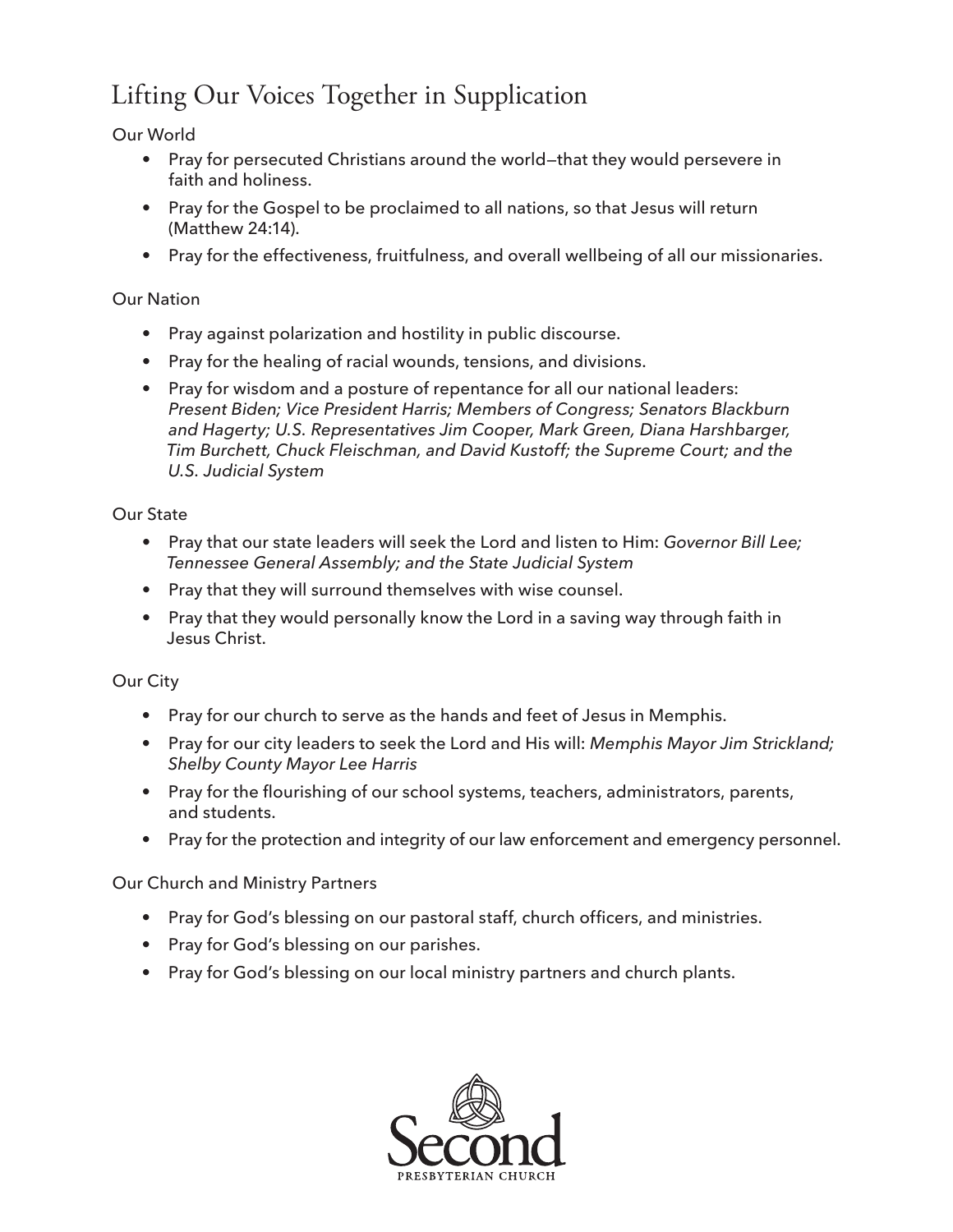# Lifting Our Voices Together in Supplication

Our World

- Pray for persecuted Christians around the world—that they would persevere in faith and holiness.
- Pray for the Gospel to be proclaimed to all nations, so that Jesus will return (Matthew 24:14).
- Pray for the effectiveness, fruitfulness, and overall wellbeing of all our missionaries.

Our Nation

- Pray against polarization and hostility in public discourse.
- Pray for the healing of racial wounds, tensions, and divisions.
- Pray for wisdom and a posture of repentance for all our national leaders: *Present Biden; Vice President Harris; Members of Congress; Senators Blackburn and Hagerty; U.S. Representatives Jim Cooper, Mark Green, Diana Harshbarger, Tim Burchett, Chuck Fleischman, and David Kustoff; the Supreme Court; and the U.S. Judicial System*

Our State

- Pray that our state leaders will seek the Lord and listen to Him: *Governor Bill Lee; Tennessee General Assembly; and the State Judicial System*
- Pray that they will surround themselves with wise counsel.
- Pray that they would personally know the Lord in a saving way through faith in Jesus Christ.

Our City

- Pray for our church to serve as the hands and feet of Jesus in Memphis.
- Pray for our city leaders to seek the Lord and His will: *Memphis Mayor Jim Strickland; Shelby County Mayor Lee Harris*
- Pray for the flourishing of our school systems, teachers, administrators, parents, and students.
- Pray for the protection and integrity of our law enforcement and emergency personnel.

Our Church and Ministry Partners

- Pray for God's blessing on our pastoral staff, church officers, and ministries.
- Pray for God's blessing on our parishes.
- Pray for God's blessing on our local ministry partners and church plants.

Second
PRESBYTERIAN CHURCH